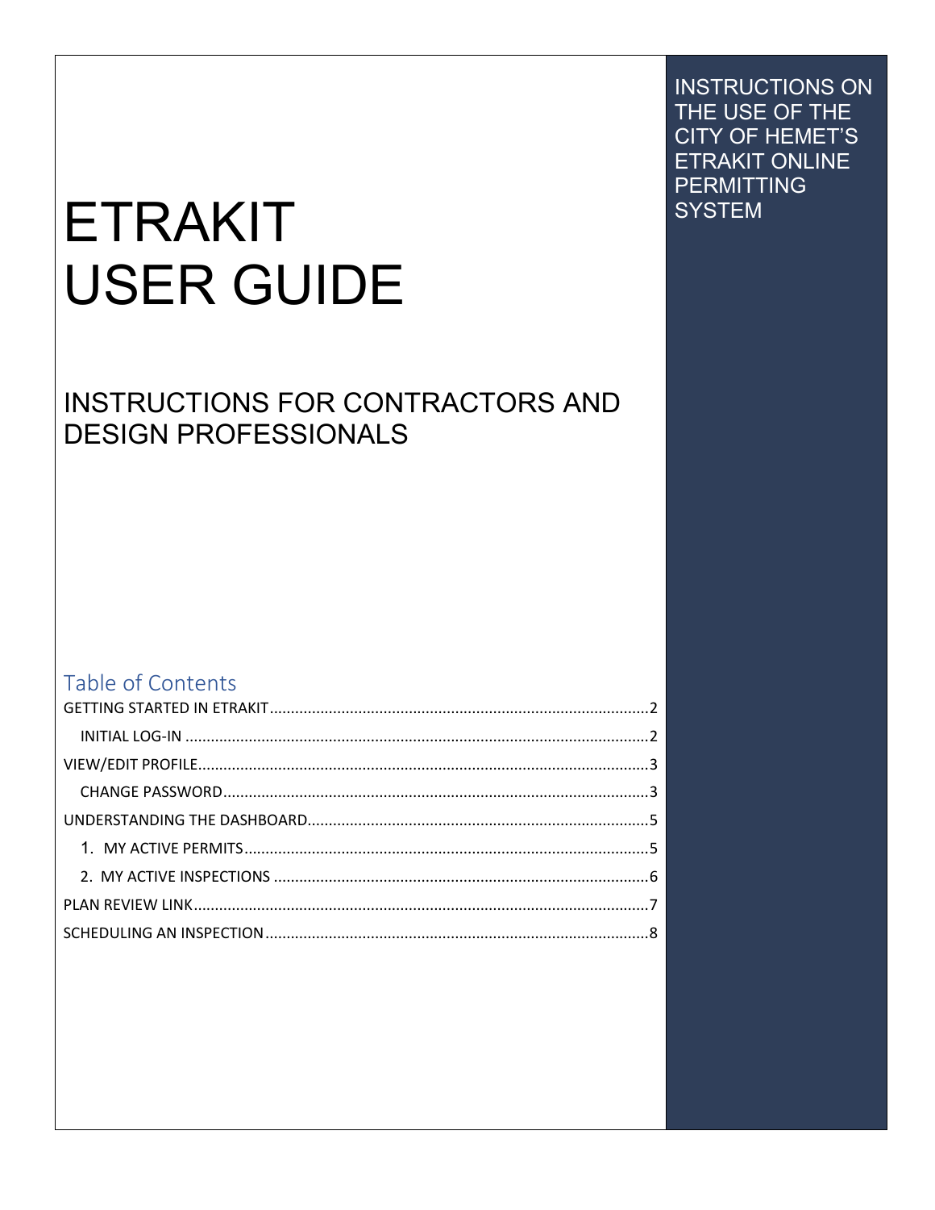# ETRAKIT USER GUIDE

## INSTRUCTIONS FOR CONTRACTORS AND DESIGN PROFESSIONALS

INSTRUCTIONS ON THE USE OF THE CITY OF HEMET'S ETRAKIT ONLINE PERMITTING SYSTEM

## Table of Contents

- GETTING STARTED IN ETRAKIT ........ 2
  - INITIAL LOG-IN ........ 2
- VIEW/EDIT PROFILE ........ 3
  - CHANGE PASSWORD ........ 3
- UNDERSTANDING THE DASHBOARD ........ 5
  1. MY ACTIVE PERMITS ........ 5
  2. MY ACTIVE INSPECTIONS ........ 6
- PLAN REVIEW LINK ........ 7
- SCHEDULING AN INSPECTION ........ 8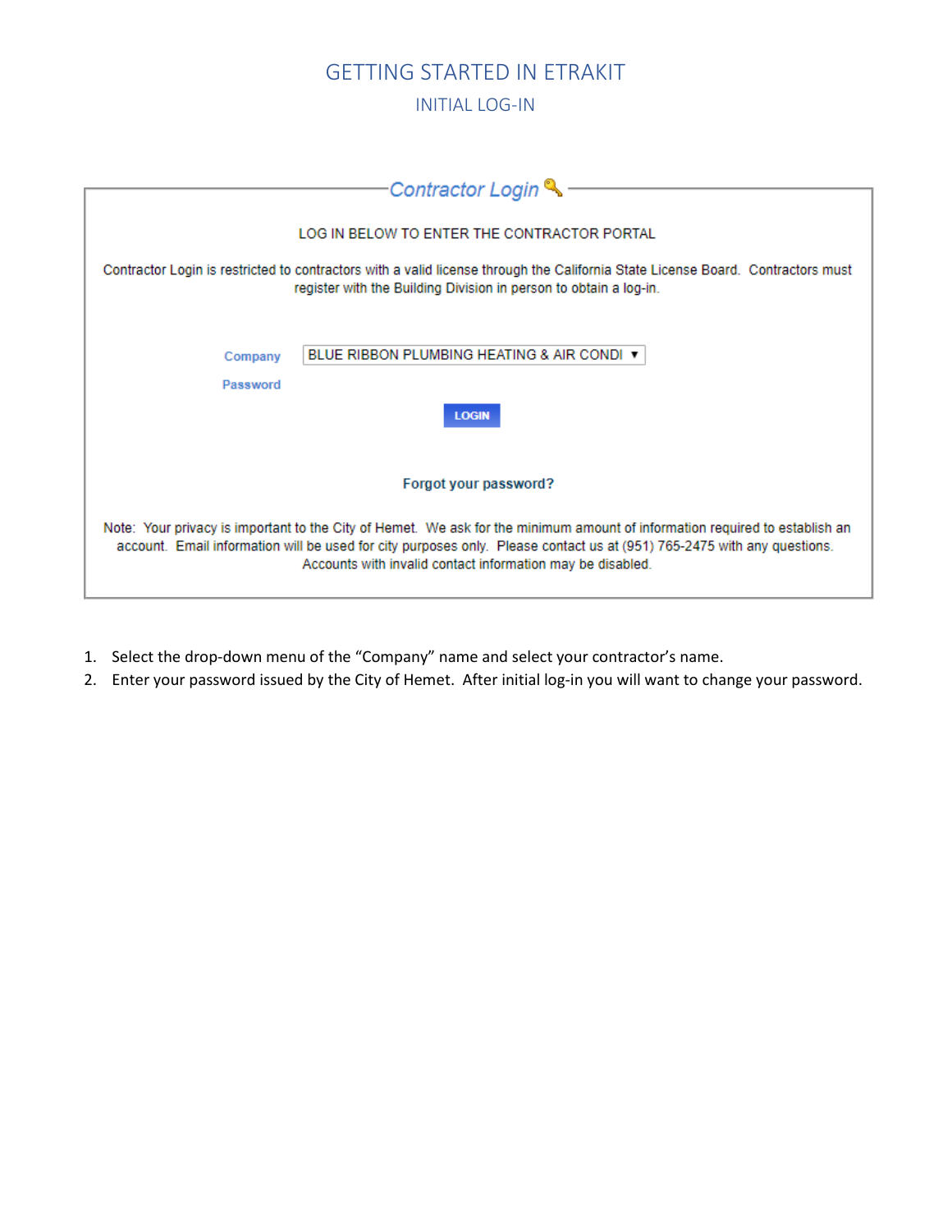# GETTING STARTED IN ETRAKIT

## INITIAL LOG-IN

### Contractor Login

LOG IN BELOW TO ENTER THE CONTRACTOR PORTAL

Contractor Login is restricted to contractors with a valid license through the California State License Board. Contractors must register with the Building Division in person to obtain a log-in.

Company: BLUE RIBBON PLUMBING HEATING & AIR CONDI ▼

Password

LOGIN

Forgot your password?

Note: Your privacy is important to the City of Hemet. We ask for the minimum amount of information required to establish an account. Email information will be used for city purposes only. Please contact us at (951) 765-2475 with any questions. Accounts with invalid contact information may be disabled.

1. Select the drop-down menu of the "Company" name and select your contractor's name.
2. Enter your password issued by the City of Hemet. After initial log-in you will want to change your password.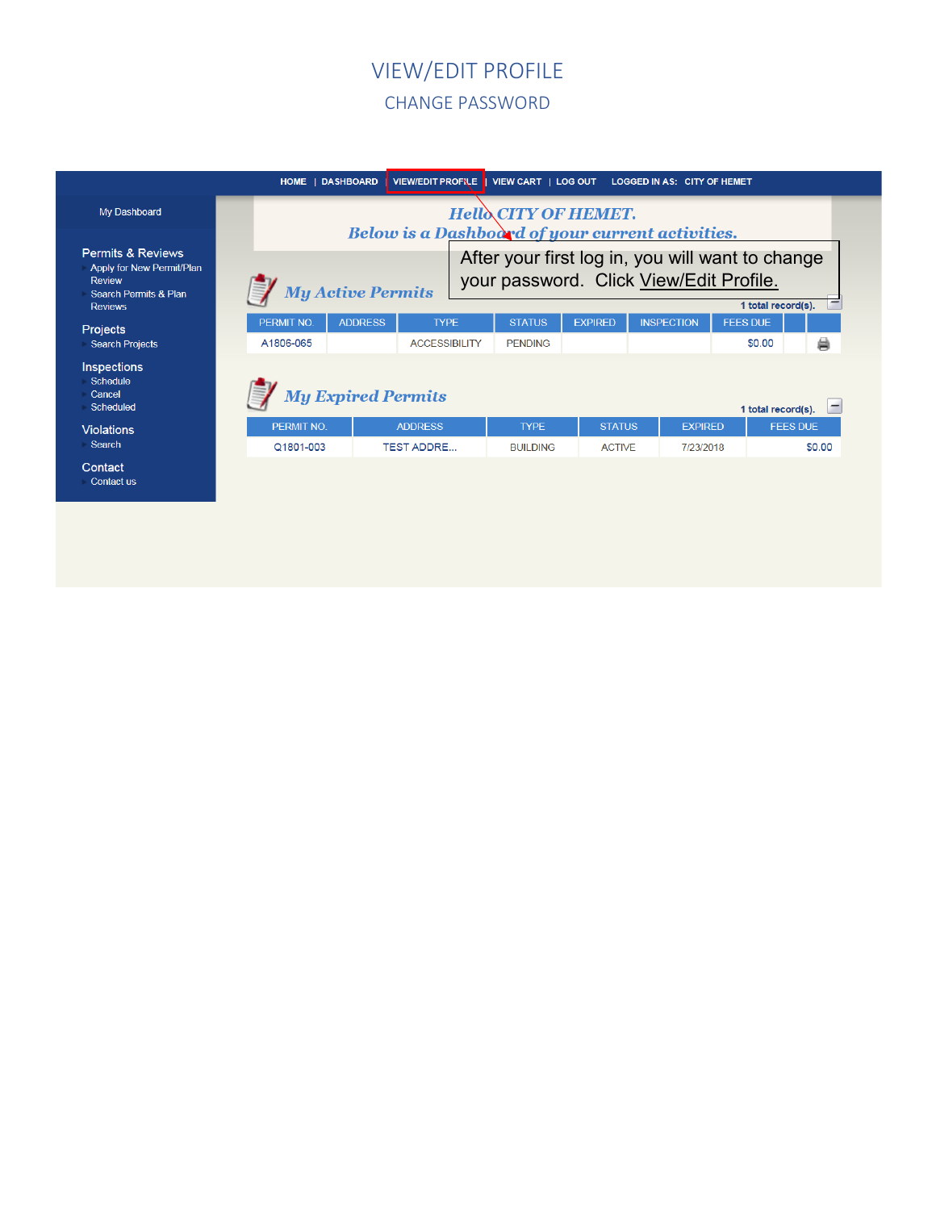# VIEW/EDIT PROFILE

## CHANGE PASSWORD

HOME | DASHBOARD | VIEW/EDIT PROFILE | VIEW CART | LOG OUT LOGGED IN AS: CITY OF HEMET

My Dashboard

**Permits & Reviews**
- Apply for New Permit/Plan Review
- Search Permits & Plan Reviews

**Projects**
- Search Projects

**Inspections**
- Schedule
- Cancel
- Scheduled

**Violations**
- Search

**Contact**
- Contact us

*Hello CITY OF HEMET.*
*Below is a Dashboard of your current activities.*

After your first log in, you will want to change your password. Click View/Edit Profile.

### My Active Permits

1 total record(s).

| PERMIT NO. | ADDRESS | TYPE | STATUS | EXPIRED | INSPECTION | FEES DUE | | |
|---|---|---|---|---|---|---|---|---|
| A1806-065 | | ACCESSIBILITY | PENDING | | | $0.00 | | |

### My Expired Permits

1 total record(s).

| PERMIT NO. | ADDRESS | TYPE | STATUS | EXPIRED | FEES DUE |
|---|---|---|---|---|---|
| Q1801-003 | TEST ADDRE... | BUILDING | ACTIVE | 7/23/2018 | $0.00 |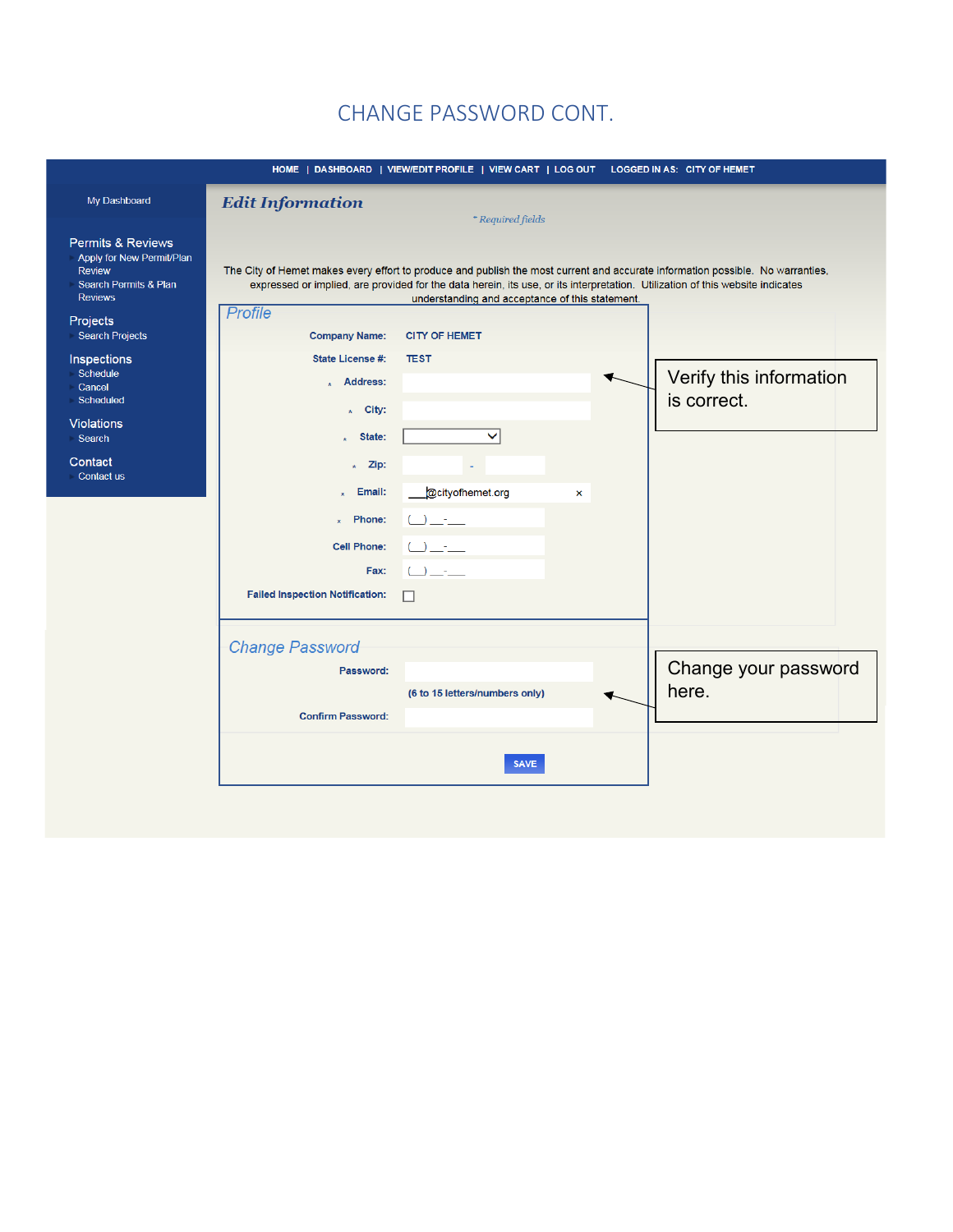# CHANGE PASSWORD CONT.

HOME | DASHBOARD | VIEW/EDIT PROFILE | VIEW CART | LOG OUT    LOGGED IN AS: CITY OF HEMET

My Dashboard

**Permits & Reviews**
- Apply for New Permit/Plan Review
- Search Permits & Plan Reviews

**Projects**
- Search Projects

**Inspections**
- Schedule
- Cancel
- Scheduled

**Violations**
- Search

**Contact**
- Contact us

## *Edit Information*

*\* Required fields*

The City of Hemet makes every effort to produce and publish the most current and accurate information possible. No warranties, expressed or implied, are provided for the data herein, its use, or its interpretation. Utilization of this website indicates understanding and acceptance of this statement.

### *Profile*

**Company Name:** CITY OF HEMET

**State License #:** TEST

\* **Address:**

\* **City:**

\* **State:**

\* **Zip:** -

\* **Email:** ___@cityofhemet.org

\* **Phone:** (__) ___-___

**Cell Phone:** (__) ___-___

**Fax:** (__) ___-___

**Failed Inspection Notification:** ☐

Verify this information is correct.

### *Change Password*

**Password:**

**(6 to 15 letters/numbers only)**

**Confirm Password:**

SAVE

Change your password here.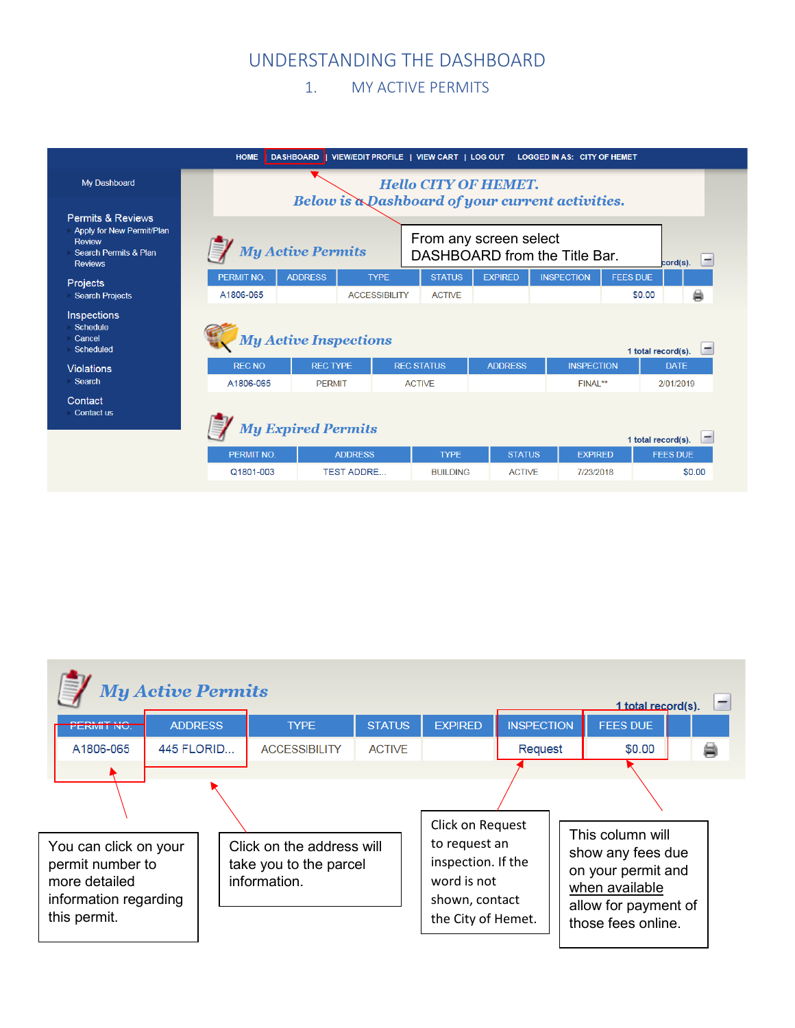# UNDERSTANDING THE DASHBOARD

## 1. MY ACTIVE PERMITS

HOME | DASHBOARD | VIEW/EDIT PROFILE | VIEW CART | LOG OUT LOGGED IN AS: CITY OF HEMET

My Dashboard

**Permits & Reviews**
- Apply for New Permit/Plan Review
- Search Permits & Plan Reviews

**Projects**
- Search Projects

**Inspections**
- Schedule
- Cancel
- Scheduled

**Violations**
- Search

**Contact**
- Contact us

*Hello CITY OF HEMET.*
*Below is a Dashboard of your current activities.*

From any screen select DASHBOARD from the Title Bar.

### My Active Permits

...cord(s).

| PERMIT NO. | ADDRESS | TYPE | STATUS | EXPIRED | INSPECTION | FEES DUE | | |
|---|---|---|---|---|---|---|---|---|
| A1806-065 | | ACCESSIBILITY | ACTIVE | | | $0.00 | | |

### My Active Inspections

1 total record(s).

| REC NO | REC TYPE | REC STATUS | ADDRESS | INSPECTION | DATE |
|---|---|---|---|---|---|
| A1806-065 | PERMIT | ACTIVE | | FINAL** | 2/01/2019 |

### My Expired Permits

1 total record(s).

| PERMIT NO. | ADDRESS | TYPE | STATUS | EXPIRED | FEES DUE |
|---|---|---|---|---|---|
| Q1801-003 | TEST ADDRE... | BUILDING | ACTIVE | 7/23/2018 | $0.00 |

### My Active Permits

1 total record(s).

| PERMIT NO. | ADDRESS | TYPE | STATUS | EXPIRED | INSPECTION | FEES DUE | | |
|---|---|---|---|---|---|---|---|---|
| A1806-065 | 445 FLORID... | ACCESSIBILITY | ACTIVE | | Request | $0.00 | | |

You can click on your permit number to more detailed information regarding this permit.

Click on the address will take you to the parcel information.

Click on Request to request an inspection. If the word is not shown, contact the City of Hemet.

This column will show any fees due on your permit and <u>when available</u> allow for payment of those fees online.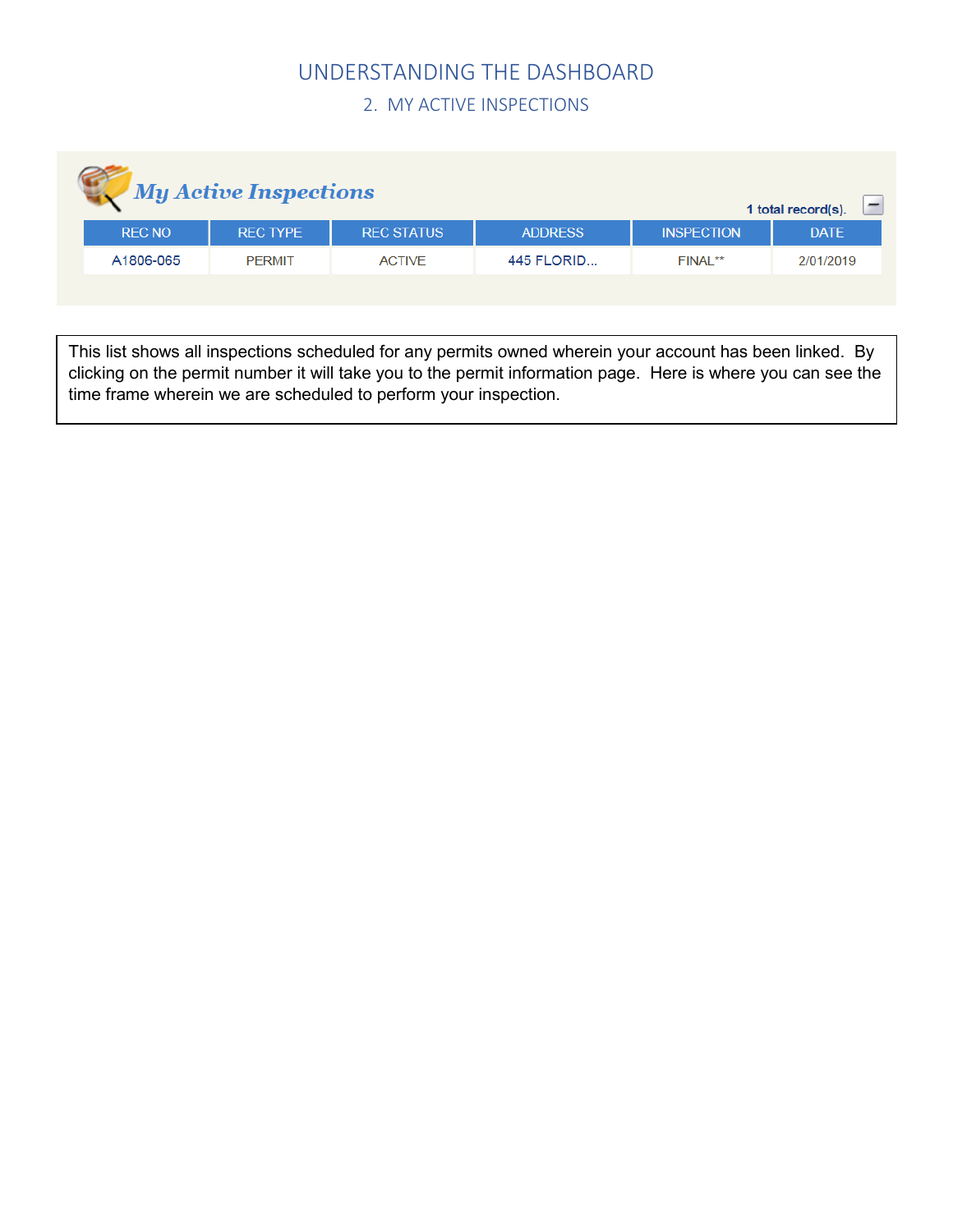# UNDERSTANDING THE DASHBOARD

## 2. MY ACTIVE INSPECTIONS

### *My Active Inspections*

1 total record(s).

| REC NO | REC TYPE | REC STATUS | ADDRESS | INSPECTION | DATE |
|---|---|---|---|---|---|
| A1806-065 | PERMIT | ACTIVE | 445 FLORID... | FINAL** | 2/01/2019 |

This list shows all inspections scheduled for any permits owned wherein your account has been linked. By clicking on the permit number it will take you to the permit information page. Here is where you can see the time frame wherein we are scheduled to perform your inspection.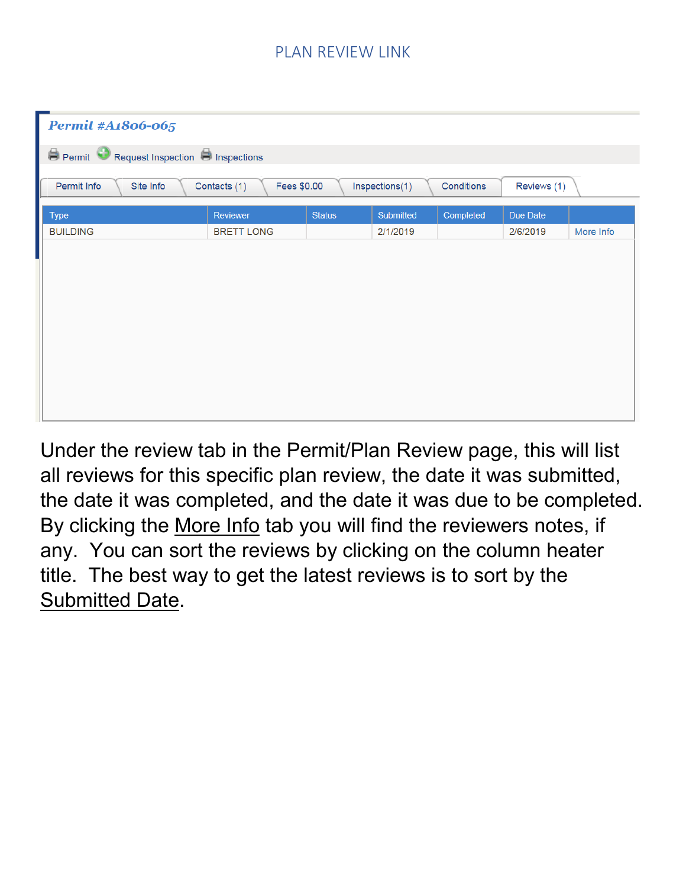# PLAN REVIEW LINK

*Permit #A1806-065*

Permit | Request Inspection | Inspections

Permit Info | Site Info | Contacts (1) | Fees $0.00 | Inspections(1) | Conditions | Reviews (1)

| Type | Reviewer | Status | Submitted | Completed | Due Date | |
|---|---|---|---|---|---|---|
| BUILDING | BRETT LONG | | 2/1/2019 | | 2/6/2019 | More Info |

Under the review tab in the Permit/Plan Review page, this will list all reviews for this specific plan review, the date it was submitted, the date it was completed, and the date it was due to be completed. By clicking the More Info tab you will find the reviewers notes, if any. You can sort the reviews by clicking on the column heater title. The best way to get the latest reviews is to sort by the Submitted Date.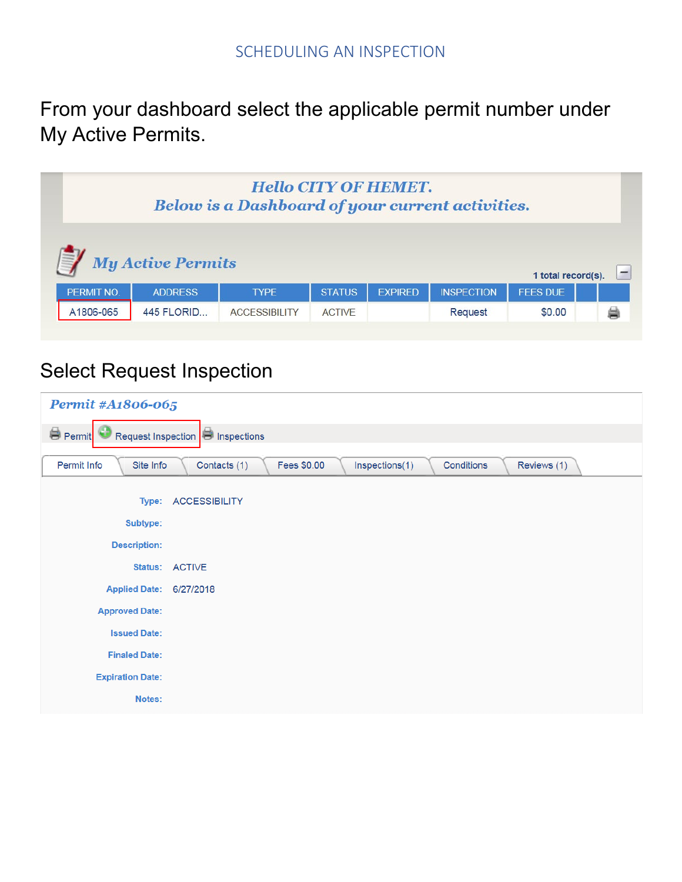## SCHEDULING AN INSPECTION

From your dashboard select the applicable permit number under My Active Permits.

*Hello CITY OF HEMET.*
*Below is a Dashboard of your current activities.*

*My Active Permits*

1 total record(s).

| PERMIT NO. | ADDRESS | TYPE | STATUS | EXPIRED | INSPECTION | FEES DUE | | |
|---|---|---|---|---|---|---|---|---|
| A1806-065 | 445 FLORID... | ACCESSIBILITY | ACTIVE | | Request | $0.00 | | |

Select Request Inspection

*Permit #A1806-065*

Permit | Request Inspection | Inspections

Permit Info | Site Info | Contacts (1) | Fees $0.00 | Inspections(1) | Conditions | Reviews (1)

| | |
|---|---|
| Type: | ACCESSIBILITY |
| Subtype: | |
| Description: | |
| Status: | ACTIVE |
| Applied Date: | 6/27/2018 |
| Approved Date: | |
| Issued Date: | |
| Finaled Date: | |
| Expiration Date: | |
| Notes: | |